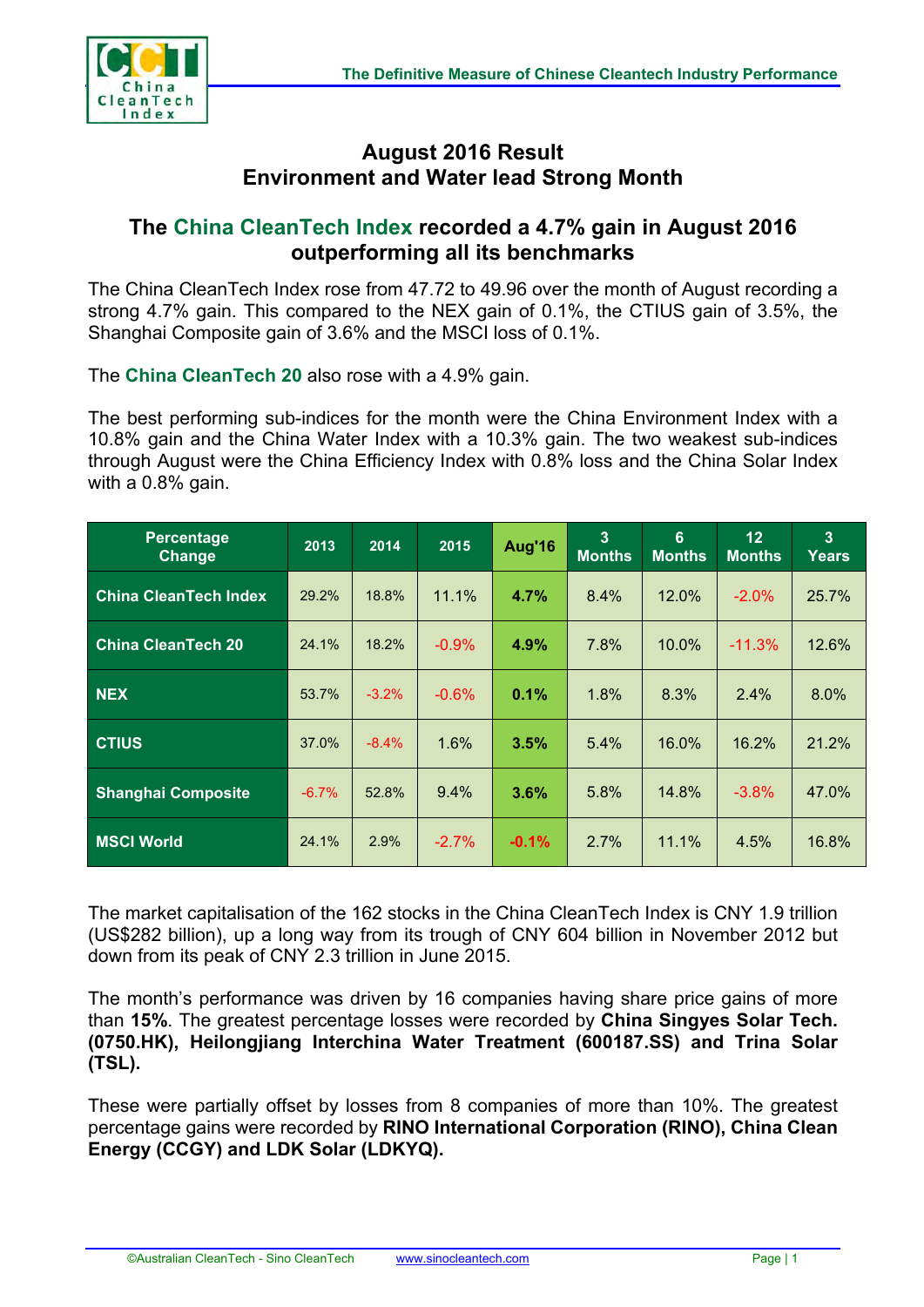# August 2016 Result
# Environment and Water lead Strong Month

## The China CleanTech Index recorded a 4.7% gain in August 2016 outperforming all its benchmarks

The China CleanTech Index rose from 47.72 to 49.96 over the month of August recording a strong 4.7% gain. This compared to the NEX gain of 0.1%, the CTIUS gain of 3.5%, the Shanghai Composite gain of 3.6% and the MSCI loss of 0.1%.

The **China CleanTech 20** also rose with a 4.9% gain.

The best performing sub-indices for the month were the China Environment Index with a 10.8% gain and the China Water Index with a 10.3% gain. The two weakest sub-indices through August were the China Efficiency Index with 0.8% loss and the China Solar Index with a 0.8% gain.

| Percentage Change | 2013 | 2014 | 2015 | Aug'16 | 3 Months | 6 Months | 12 Months | 3 Years |
|---|---|---|---|---|---|---|---|---|
| China CleanTech Index | 29.2% | 18.8% | 11.1% | **4.7%** | 8.4% | 12.0% | -2.0% | 25.7% |
| China CleanTech 20 | 24.1% | 18.2% | -0.9% | **4.9%** | 7.8% | 10.0% | -11.3% | 12.6% |
| NEX | 53.7% | -3.2% | -0.6% | **0.1%** | 1.8% | 8.3% | 2.4% | 8.0% |
| CTIUS | 37.0% | -8.4% | 1.6% | **3.5%** | 5.4% | 16.0% | 16.2% | 21.2% |
| Shanghai Composite | -6.7% | 52.8% | 9.4% | **3.6%** | 5.8% | 14.8% | -3.8% | 47.0% |
| MSCI World | 24.1% | 2.9% | -2.7% | **-0.1%** | 2.7% | 11.1% | 4.5% | 16.8% |

The market capitalisation of the 162 stocks in the China CleanTech Index is CNY 1.9 trillion (US$282 billion), up a long way from its trough of CNY 604 billion in November 2012 but down from its peak of CNY 2.3 trillion in June 2015.

The month's performance was driven by 16 companies having share price gains of more than **15%**. The greatest percentage losses were recorded by **China Singyes Solar Tech. (0750.HK), Heilongjiang Interchina Water Treatment (600187.SS) and Trina Solar (TSL).**

These were partially offset by losses from 8 companies of more than 10%. The greatest percentage gains were recorded by **RINO International Corporation (RINO), China Clean Energy (CCGY) and LDK Solar (LDKYQ).**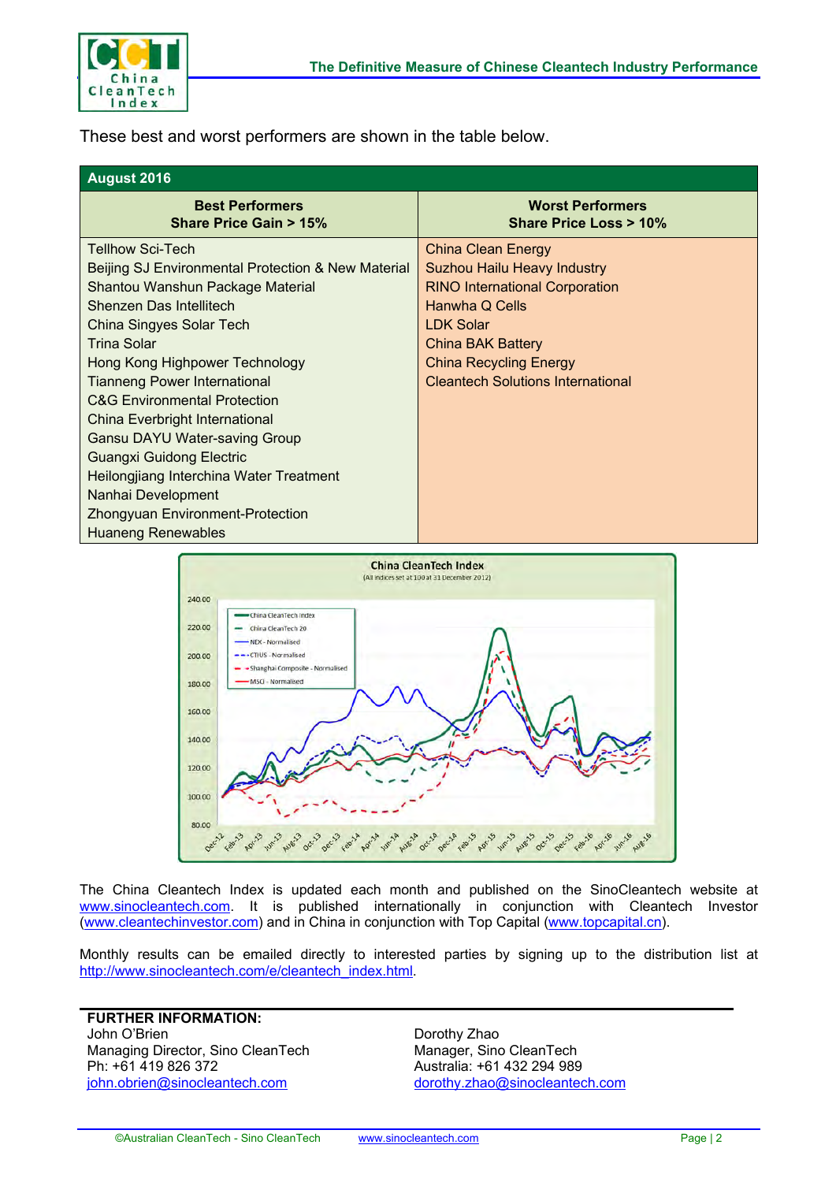These best and worst performers are shown in the table below.

| August 2016 | |
|---|---|
| **Best Performers**<br>**Share Price Gain > 15%** | **Worst Performers**<br>**Share Price Loss > 10%** |
| Tellhow Sci-Tech | China Clean Energy |
| Beijing SJ Environmental Protection & New Material | Suzhou Hailu Heavy Industry |
| Shantou Wanshun Package Material | RINO International Corporation |
| Shenzen Das Intellitech | Hanwha Q Cells |
| China Singyes Solar Tech | LDK Solar |
| Trina Solar | China BAK Battery |
| Hong Kong Highpower Technology | China Recycling Energy |
| Tianneng Power International | Cleantech Solutions International |
| C&G Environmental Protection | |
| China Everbright International | |
| Gansu DAYU Water-saving Group | |
| Guangxi Guidong Electric | |
| Heilongjiang Interchina Water Treatment | |
| Nanhai Development | |
| Zhongyuan Environment-Protection | |
| Huaneng Renewables | |

China CleanTech Index
(All indices set at 100 at 31 December 2012)

China CleanTech Index
China CleanTech 20
NEX - Normalised
CTIUS - Normalised
Shanghai Composite - Normalised
MSCI - Normalised

240.00
220.00
200.00
180.00
160.00
140.00
120.00
100.00
80.00

Dec-12 Feb-13 Apr-13 Jun-13 Aug-13 Oct-13 Dec-13 Feb-14 Apr-14 Jun-14 Aug-14 Oct-14 Dec-14 Feb-15 Apr-15 Jun-15 Aug-15 Oct-15 Dec-15 Feb-16 Apr-16 Jun-16 Aug-16

The China Cleantech Index is updated each month and published on the SinoCleantech website at www.sinocleantech.com. It is published internationally in conjunction with Cleantech Investor (www.cleantechinvestor.com) and in China in conjunction with Top Capital (www.topcapital.cn).

Monthly results can be emailed directly to interested parties by signing up to the distribution list at http://www.sinocleantech.com/e/cleantech_index.html.

**FURTHER INFORMATION:**

John O'Brien
Managing Director, Sino CleanTech
Ph: +61 419 826 372
john.obrien@sinocleantech.com

Dorothy Zhao
Manager, Sino CleanTech
Australia: +61 432 294 989
dorothy.zhao@sinocleantech.com